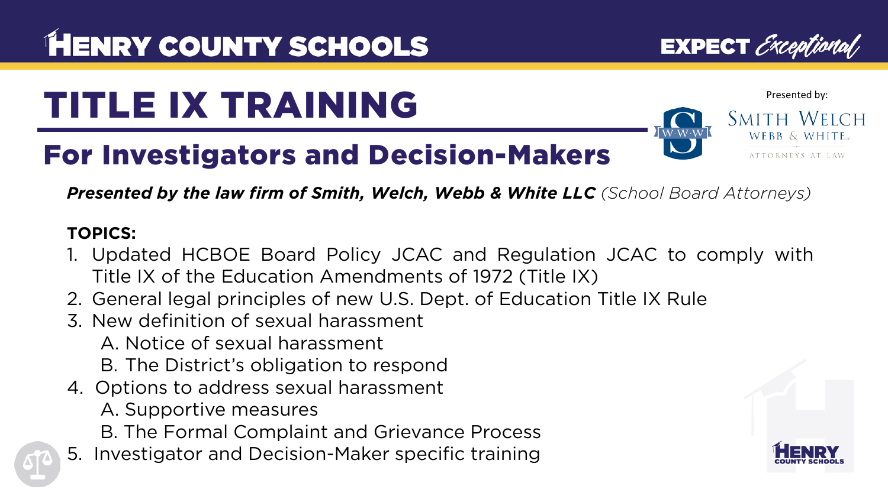HENRY COUNTY SCHOOLS

EXPECT *Exceptional*

# TITLE IX TRAINING

## For Investigators and Decision-Makers

Presented by:

SMITH WELCH WEBB & WHITE LLC
ATTORNEYS AT LAW

***Presented by the law firm of Smith, Welch, Webb & White LLC*** *(School Board Attorneys)*

**TOPICS:**

1. Updated HCBOE Board Policy JCAC and Regulation JCAC to comply with Title IX of the Education Amendments of 1972 (Title IX)
2. General legal principles of new U.S. Dept. of Education Title IX Rule
3. New definition of sexual harassment
   - A. Notice of sexual harassment
   - B. The District's obligation to respond
4. Options to address sexual harassment
   - A. Supportive measures
   - B. The Formal Complaint and Grievance Process
5. Investigator and Decision-Maker specific training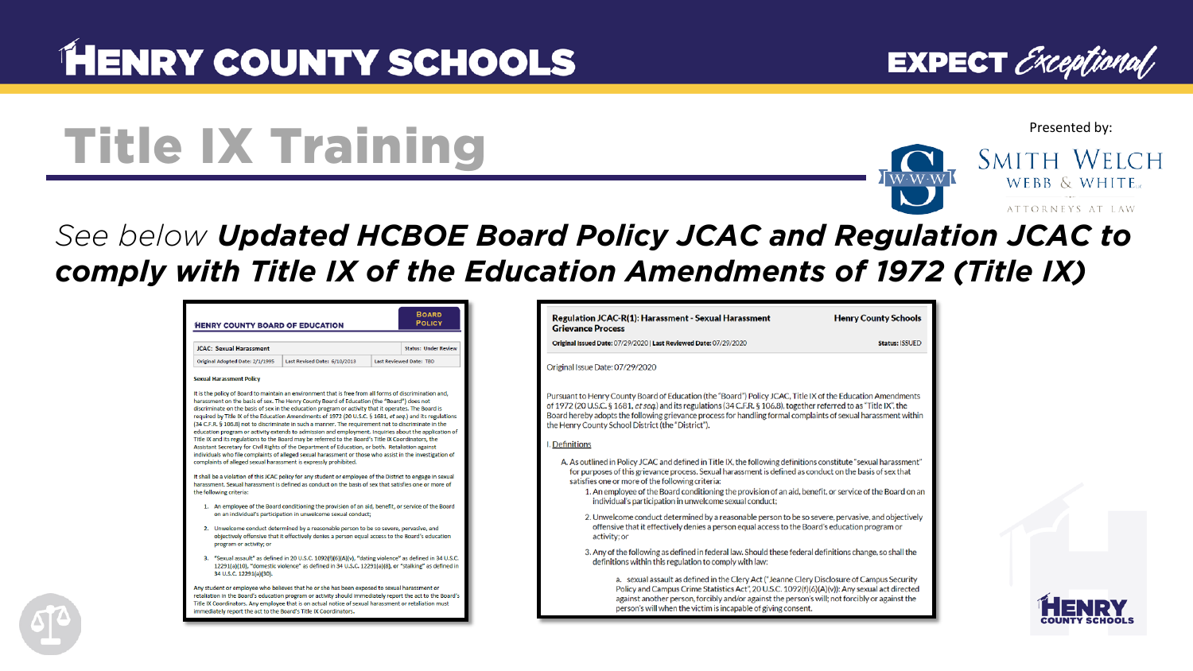# HENRY COUNTY SCHOOLS

EXPECT *Exceptional*

# Title IX Training

Presented by: SMITH WELCH WEBB & WHITE, ATTORNEYS AT LAW

*See below* ***Updated HCBOE Board Policy JCAC and Regulation JCAC to comply with Title IX of the Education Amendments of 1972 (Title IX)***

---

**HENRY COUNTY BOARD OF EDUCATION** — BOARD POLICY

| JCAC: Sexual Harassment | | Status: Under Review |
|---|---|---|
| Original Adopted Date: 2/1/1995 | Last Revised Date: 6/10/2013 | Last Reviewed Date: TBD |

**Sexual Harassment Policy**

It is the policy of Board to maintain an environment that is free from all forms of discrimination and, harassment on the basis of sex. The Henry County Board of Education (the "Board") does not discriminate on the basis of sex in the education program or activity that it operates. The Board is required by Title IX of the Education Amendments of 1972 (20 U.S.C. § 1681, *et seq.*) and its regulations (34 C.F.R. § 106.8) not to discriminate in such a manner. The requirement not to discriminate in the education program or activity extends to admission and employment. Inquiries about the application of Title IX and its regulations to the Board may be referred to the Board's Title IX Coordinators, the Assistant Secretary for Civil Rights of the Department of Education, or both. Retaliation against individuals who file complaints of alleged sexual harassment or those who assist in the investigation of complaints of alleged sexual harassment is expressly prohibited.

It shall be a violation of this JCAC policy for any student or employee of the District to engage in sexual harassment. Sexual harassment is defined as conduct on the basis of sex that satisfies one or more of the following criteria:

1. An employee of the Board conditioning the provision of an aid, benefit, or service of the Board on an individual's participation in unwelcome sexual conduct;
2. Unwelcome conduct determined by a reasonable person to be so severe, pervasive, and objectively offensive that it effectively denies a person equal access to the Board's education program or activity; or
3. "Sexual assault" as defined in 20 U.S.C. 1092(f)(6)(A)(v), "dating violence" as defined in 34 U.S.C. 12291(a)(10), "domestic violence" as defined in 34 U.S.C. 12291(a)(8), or "stalking" as defined in 34 U.S.C. 12291(a)(30).

Any student or employee who believes that he or she has been exposed to sexual harassment or retaliation in the Board's education program or activity should immediately report the act to the Board's Title IX Coordinators. Any employee that is on actual notice of sexual harassment or retaliation must immediately report the act to the Board's Title IX Coordinators.

---

| Regulation JCAC-R(1): Harassment - Sexual Harassment Grievance Process | Henry County Schools |
|---|---|
| Original Issued Date: 07/29/2020 \| Last Reviewed Date: 07/29/2020 | Status: ISSUED |

Original Issue Date: 07/29/2020

Pursuant to Henry County Board of Education (the "Board") Policy JCAC, Title IX of the Education Amendments of 1972 (20 U.S.C. § 1681, *et seq.*) and its regulations (34 C.F.R. § 106.8), together referred to as "Title IX", the Board hereby adopts the following grievance process for handling formal complaints of sexual harassment within the Henry County School District (the "District").

I. Definitions

A. As outlined in Policy JCAC and defined in Title IX, the following definitions constitute "sexual harassment" for purposes of this grievance process. Sexual harassment is defined as conduct on the basis of sex that satisfies one or more of the following criteria:

1. An employee of the Board conditioning the provision of an aid, benefit, or service of the Board on an individual's participation in unwelcome sexual conduct;
2. Unwelcome conduct determined by a reasonable person to be so severe, pervasive, and objectively offensive that it effectively denies a person equal access to the Board's education program or activity; or
3. Any of the following as defined in federal law. Should these federal definitions change, so shall the definitions within this regulation to comply with law:

   a. sexual assault as defined in the Clery Act ("Jeanne Clery Disclosure of Campus Security Policy and Campus Crime Statistics Act", 20 U.S.C. 1092(f)(6)(A)(v)): Any sexual act directed against another person, forcibly and/or against the person's will; not forcibly or against the person's will when the victim is incapable of giving consent.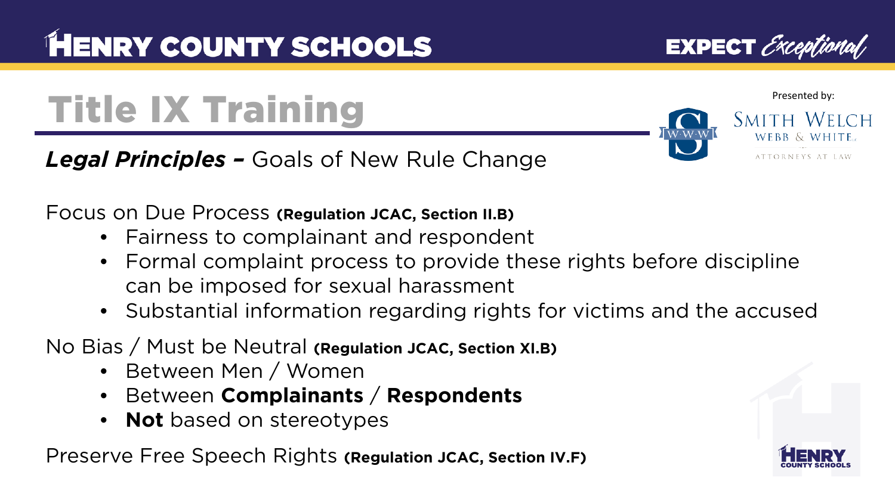# Title IX Training

## *Legal Principles –* Goals of New Rule Change

Focus on Due Process **(Regulation JCAC, Section II.B)**

- Fairness to complainant and respondent
- Formal complaint process to provide these rights before discipline can be imposed for sexual harassment
- Substantial information regarding rights for victims and the accused

No Bias / Must be Neutral **(Regulation JCAC, Section XI.B)**

- Between Men / Women
- Between **Complainants** / **Respondents**
- **Not** based on stereotypes

Preserve Free Speech Rights **(Regulation JCAC, Section IV.F)**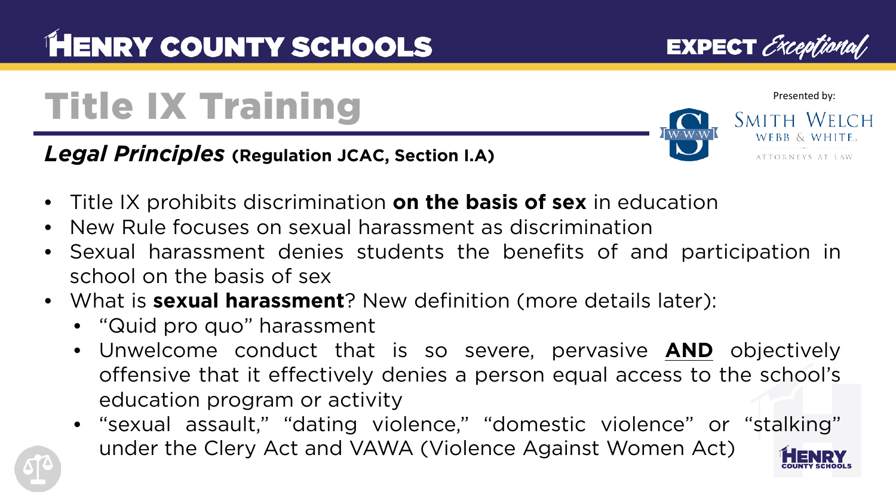# Title IX Training

***Legal Principles*** **(Regulation JCAC, Section I.A)**

Presented by: Smith Welch Webb & White Attorneys at Law

- Title IX prohibits discrimination **on the basis of sex** in education
- New Rule focuses on sexual harassment as discrimination
- Sexual harassment denies students the benefits of and participation in school on the basis of sex
- What is **sexual harassment**? New definition (more details later):
  - "Quid pro quo" harassment
  - Unwelcome conduct that is so severe, pervasive **AND** objectively offensive that it effectively denies a person equal access to the school's education program or activity
  - "sexual assault," "dating violence," "domestic violence" or "stalking" under the Clery Act and VAWA (Violence Against Women Act)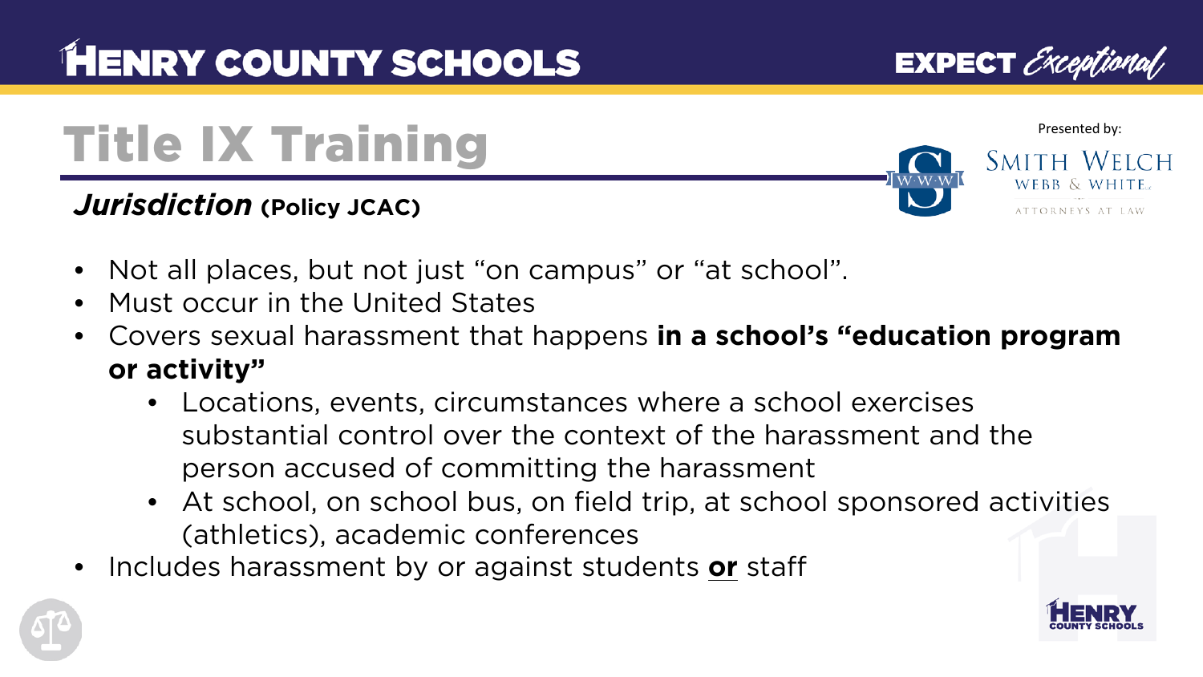# Title IX Training

## *Jurisdiction* (Policy JCAC)

- Not all places, but not just "on campus" or "at school".
- Must occur in the United States
- Covers sexual harassment that happens **in a school's "education program or activity"**
  - Locations, events, circumstances where a school exercises substantial control over the context of the harassment and the person accused of committing the harassment
  - At school, on school bus, on field trip, at school sponsored activities (athletics), academic conferences
- Includes harassment by or against students **or** staff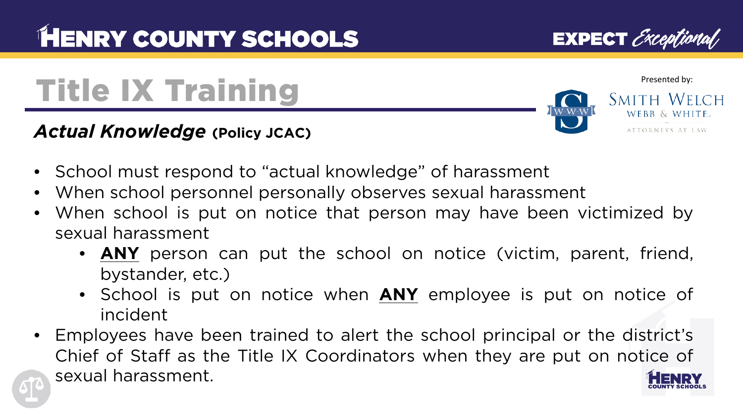# Title IX Training

Presented by: Smith Welch Webb & White, Attorneys at Law

## *Actual Knowledge* (Policy JCAC)

- School must respond to "actual knowledge" of harassment
- When school personnel personally observes sexual harassment
- When school is put on notice that person may have been victimized by sexual harassment
  - **ANY** person can put the school on notice (victim, parent, friend, bystander, etc.)
  - School is put on notice when **ANY** employee is put on notice of incident
- Employees have been trained to alert the school principal or the district's Chief of Staff as the Title IX Coordinators when they are put on notice of sexual harassment.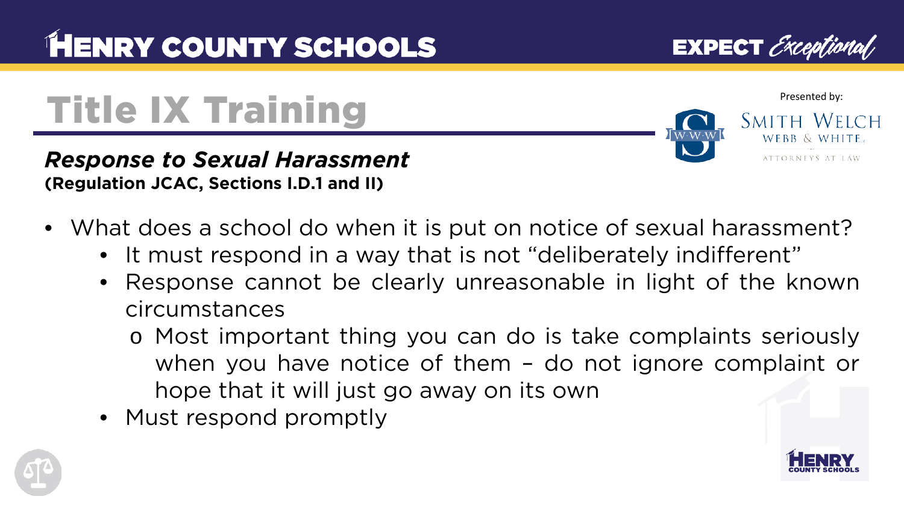# Title IX Training

## *Response to Sexual Harassment*

**(Regulation JCAC, Sections I.D.1 and II)**

- What does a school do when it is put on notice of sexual harassment?
  - It must respond in a way that is not "deliberately indifferent"
  - Response cannot be clearly unreasonable in light of the known circumstances
    - Most important thing you can do is take complaints seriously when you have notice of them – do not ignore complaint or hope that it will just go away on its own
  - Must respond promptly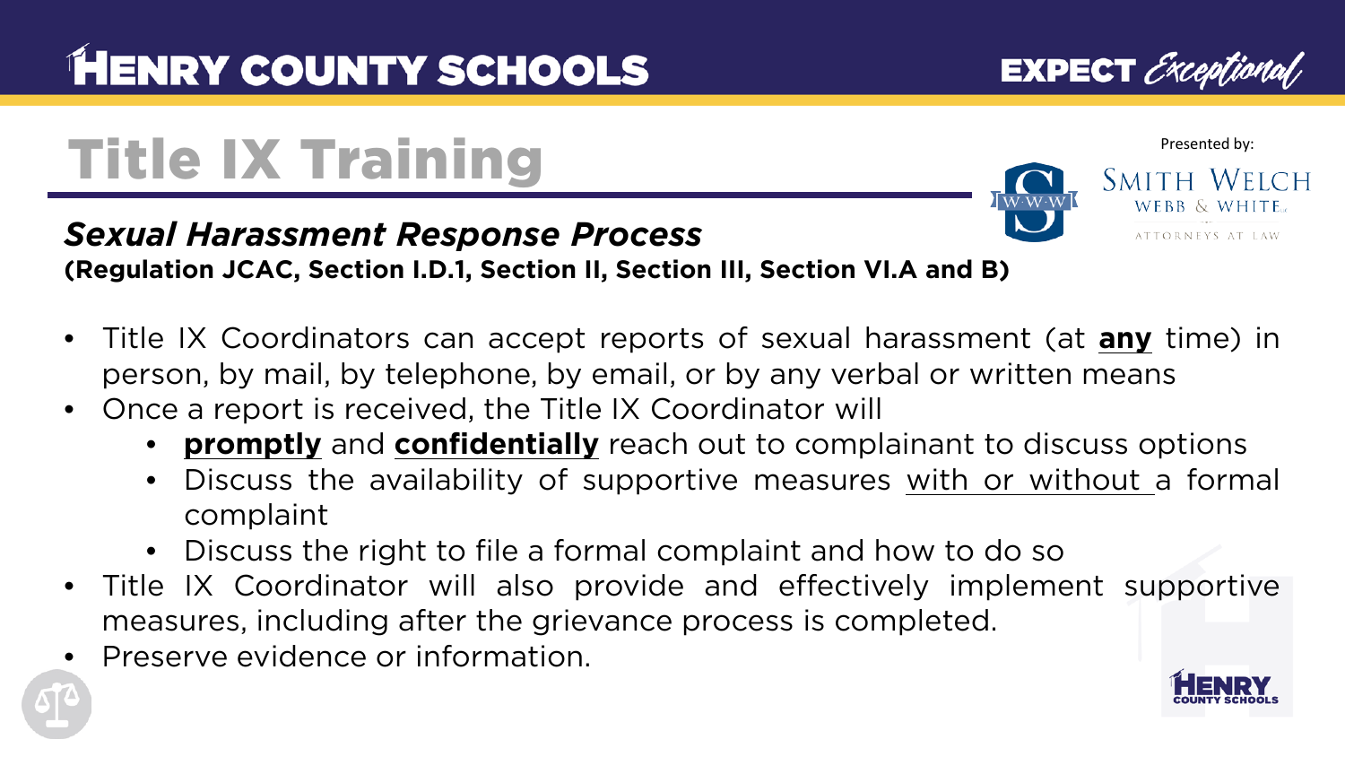# Title IX Training

Presented by: Smith Welch Webb & White, Attorneys at Law

## *Sexual Harassment Response Process*

**(Regulation JCAC, Section I.D.1, Section II, Section III, Section VI.A and B)**

- Title IX Coordinators can accept reports of sexual harassment (at **any** time) in person, by mail, by telephone, by email, or by any verbal or written means
- Once a report is received, the Title IX Coordinator will
  - **promptly** and **confidentially** reach out to complainant to discuss options
  - Discuss the availability of supportive measures with or without a formal complaint
  - Discuss the right to file a formal complaint and how to do so
- Title IX Coordinator will also provide and effectively implement supportive measures, including after the grievance process is completed.
- Preserve evidence or information.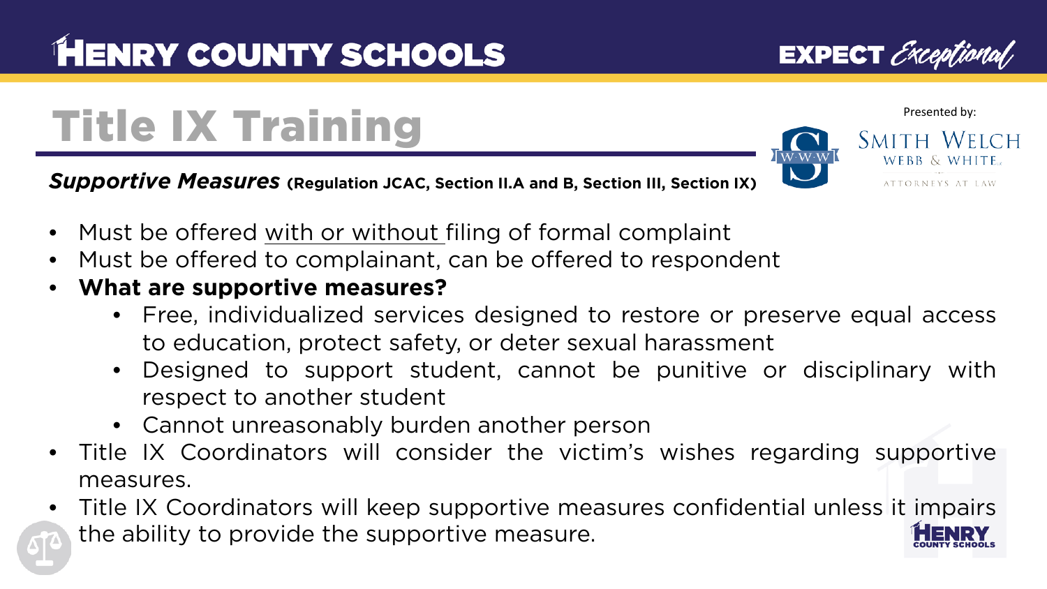# Title IX Training

***Supportive Measures*** **(Regulation JCAC, Section II.A and B, Section III, Section IX)**

- Must be offered with or without filing of formal complaint
- Must be offered to complainant, can be offered to respondent
- **What are supportive measures?**
  - Free, individualized services designed to restore or preserve equal access to education, protect safety, or deter sexual harassment
  - Designed to support student, cannot be punitive or disciplinary with respect to another student
  - Cannot unreasonably burden another person
- Title IX Coordinators will consider the victim's wishes regarding supportive measures.
- Title IX Coordinators will keep supportive measures confidential unless it impairs the ability to provide the supportive measure.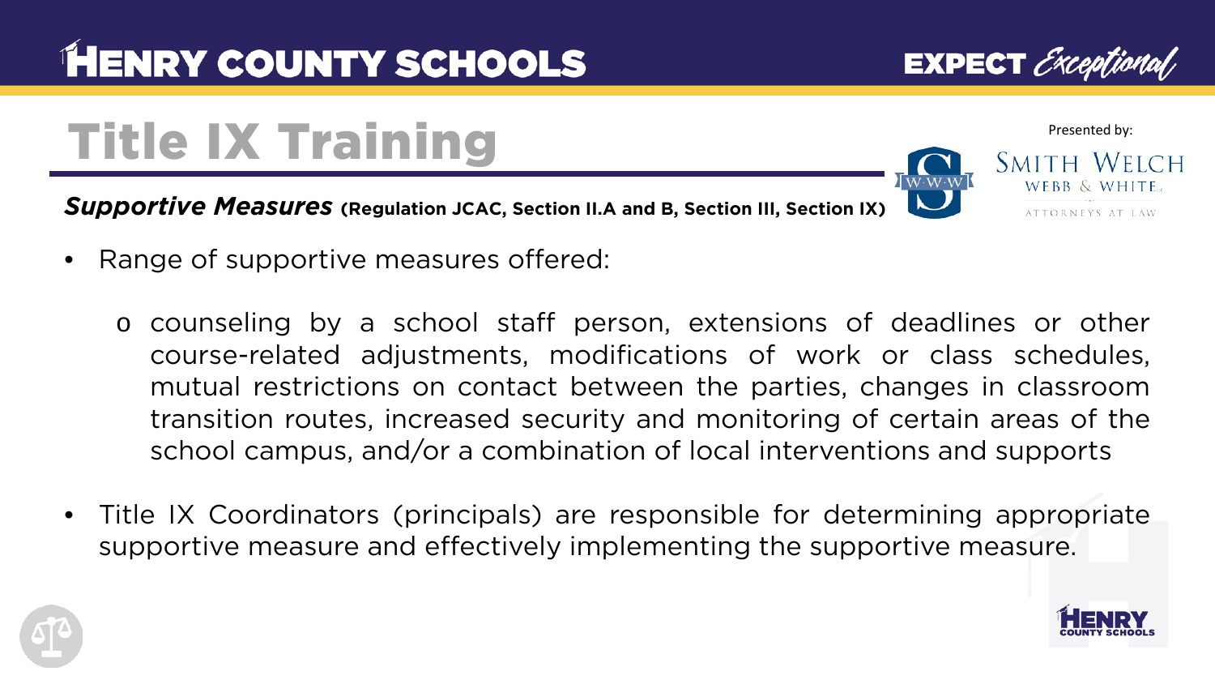# Title IX Training

***Supportive Measures*** **(Regulation JCAC, Section II.A and B, Section III, Section IX)**

- Range of supportive measures offered:
  - counseling by a school staff person, extensions of deadlines or other course-related adjustments, modifications of work or class schedules, mutual restrictions on contact between the parties, changes in classroom transition routes, increased security and monitoring of certain areas of the school campus, and/or a combination of local interventions and supports
- Title IX Coordinators (principals) are responsible for determining appropriate supportive measure and effectively implementing the supportive measure.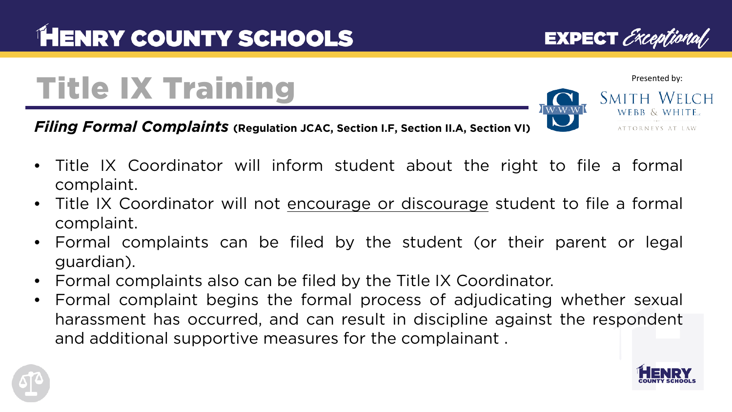# Title IX Training

***Filing Formal Complaints*** **(Regulation JCAC, Section I.F, Section II.A, Section VI)**

- Title IX Coordinator will inform student about the right to file a formal complaint.
- Title IX Coordinator will not encourage or discourage student to file a formal complaint.
- Formal complaints can be filed by the student (or their parent or legal guardian).
- Formal complaints also can be filed by the Title IX Coordinator.
- Formal complaint begins the formal process of adjudicating whether sexual harassment has occurred, and can result in discipline against the respondent and additional supportive measures for the complainant .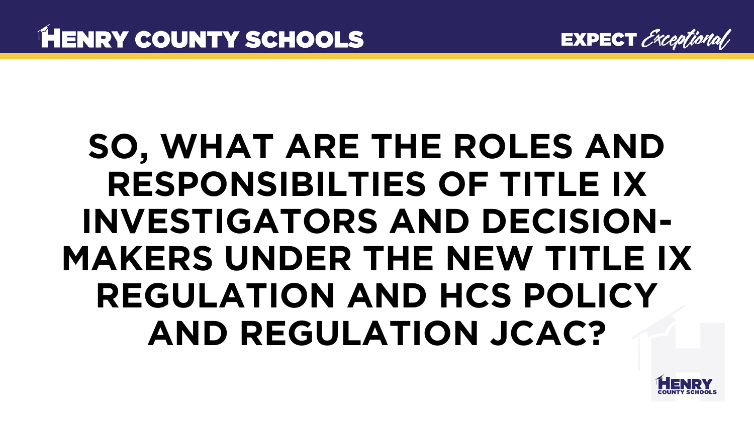# SO, WHAT ARE THE ROLES AND RESPONSIBILTIES OF TITLE IX INVESTIGATORS AND DECISION-MAKERS UNDER THE NEW TITLE IX REGULATION AND HCS POLICY AND REGULATION JCAC?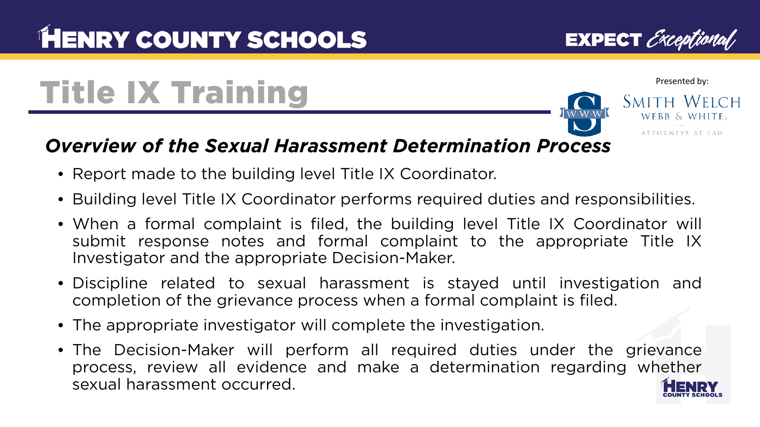# Title IX Training

Presented by: Smith Welch Webb & White Attorneys at Law

## *Overview of the Sexual Harassment Determination Process*

- Report made to the building level Title IX Coordinator.
- Building level Title IX Coordinator performs required duties and responsibilities.
- When a formal complaint is filed, the building level Title IX Coordinator will submit response notes and formal complaint to the appropriate Title IX Investigator and the appropriate Decision-Maker.
- Discipline related to sexual harassment is stayed until investigation and completion of the grievance process when a formal complaint is filed.
- The appropriate investigator will complete the investigation.
- The Decision-Maker will perform all required duties under the grievance process, review all evidence and make a determination regarding whether sexual harassment occurred.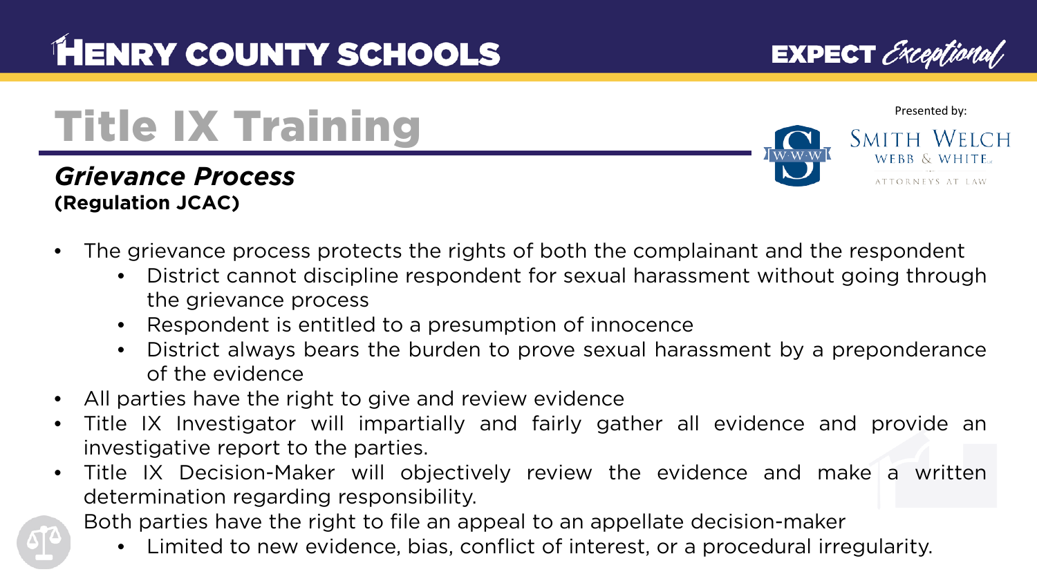# Title IX Training

## *Grievance Process*

**(Regulation JCAC)**

Presented by: Smith Welch Webb & White, Attorneys at Law

- The grievance process protects the rights of both the complainant and the respondent
  - District cannot discipline respondent for sexual harassment without going through the grievance process
  - Respondent is entitled to a presumption of innocence
  - District always bears the burden to prove sexual harassment by a preponderance of the evidence
- All parties have the right to give and review evidence
- Title IX Investigator will impartially and fairly gather all evidence and provide an investigative report to the parties.
- Title IX Decision-Maker will objectively review the evidence and make a written determination regarding responsibility.
- Both parties have the right to file an appeal to an appellate decision-maker
  - Limited to new evidence, bias, conflict of interest, or a procedural irregularity.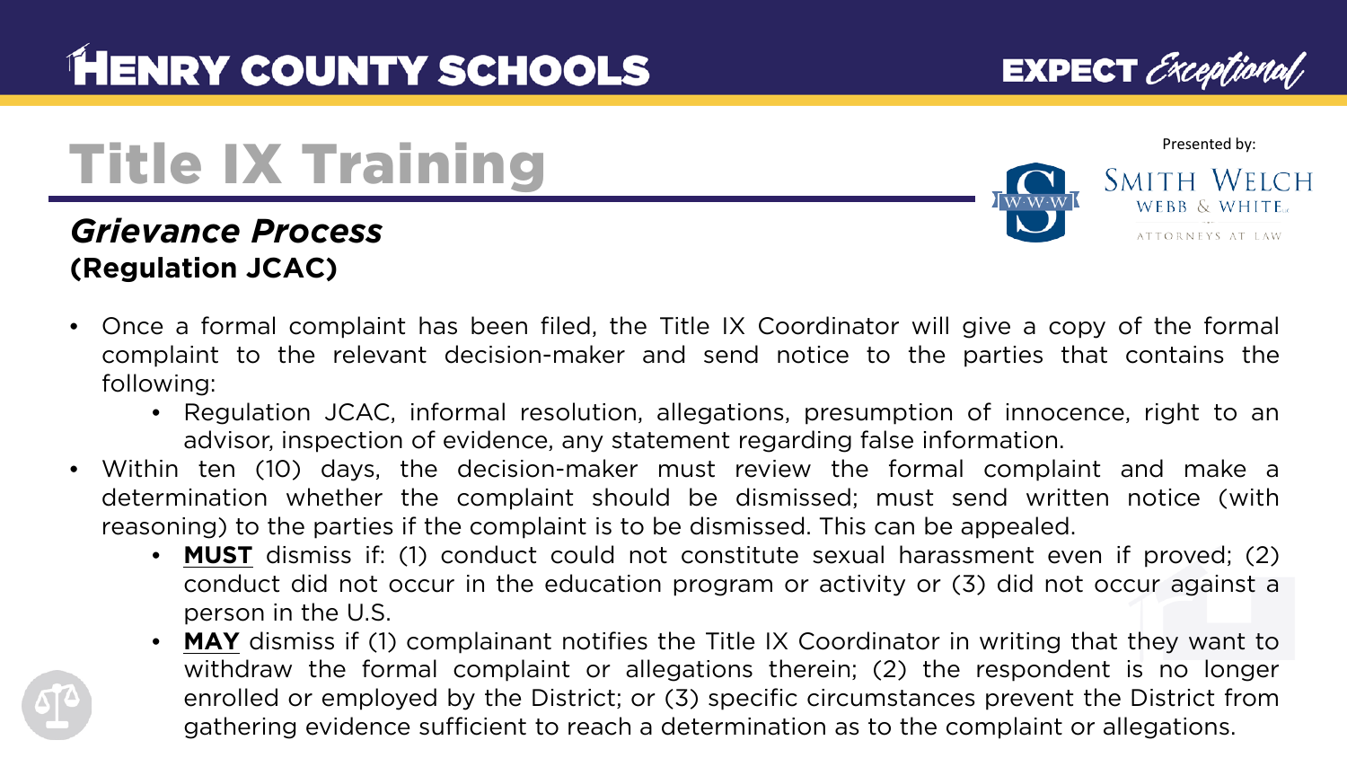# Title IX Training

## *Grievance Process*
**(Regulation JCAC)**

Presented by: Smith Welch Webb & White, Attorneys at Law

- Once a formal complaint has been filed, the Title IX Coordinator will give a copy of the formal complaint to the relevant decision-maker and send notice to the parties that contains the following:
  - Regulation JCAC, informal resolution, allegations, presumption of innocence, right to an advisor, inspection of evidence, any statement regarding false information.
- Within ten (10) days, the decision-maker must review the formal complaint and make a determination whether the complaint should be dismissed; must send written notice (with reasoning) to the parties if the complaint is to be dismissed. This can be appealed.
  - **MUST** dismiss if: (1) conduct could not constitute sexual harassment even if proved; (2) conduct did not occur in the education program or activity or (3) did not occur against a person in the U.S.
  - **MAY** dismiss if (1) complainant notifies the Title IX Coordinator in writing that they want to withdraw the formal complaint or allegations therein; (2) the respondent is no longer enrolled or employed by the District; or (3) specific circumstances prevent the District from gathering evidence sufficient to reach a determination as to the complaint or allegations.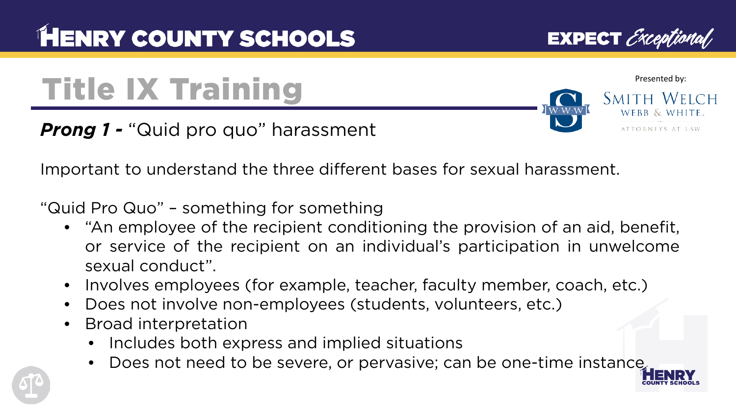# Title IX Training

***Prong 1 -*** "Quid pro quo" harassment

Important to understand the three different bases for sexual harassment.

"Quid Pro Quo" – something for something

- "An employee of the recipient conditioning the provision of an aid, benefit, or service of the recipient on an individual's participation in unwelcome sexual conduct".
- Involves employees (for example, teacher, faculty member, coach, etc.)
- Does not involve non-employees (students, volunteers, etc.)
- Broad interpretation
  - Includes both express and implied situations
  - Does not need to be severe, or pervasive; can be one-time instance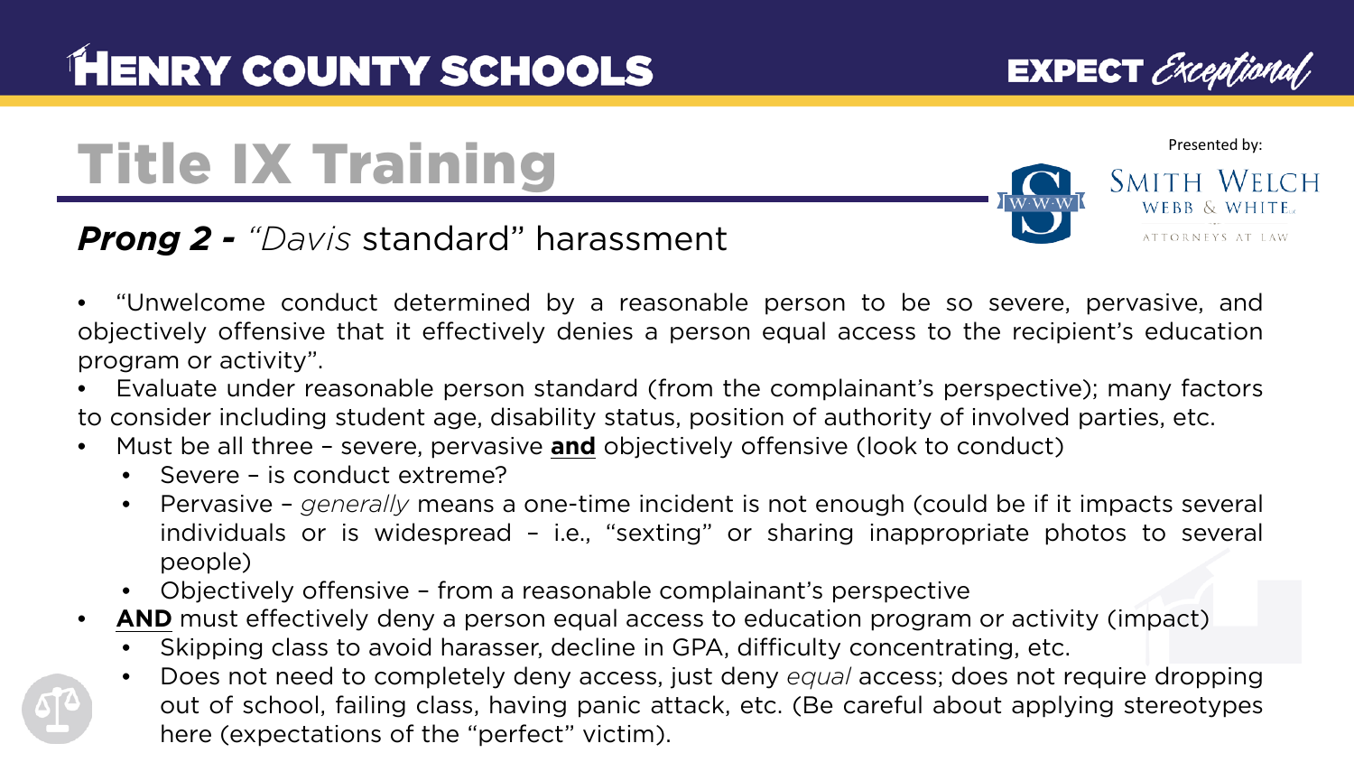# Title IX Training

Presented by: Smith Welch Webb & White, Attorneys at Law

## *Prong 2 - "Davis* standard" harassment

- "Unwelcome conduct determined by a reasonable person to be so severe, pervasive, and objectively offensive that it effectively denies a person equal access to the recipient's education program or activity".
- Evaluate under reasonable person standard (from the complainant's perspective); many factors to consider including student age, disability status, position of authority of involved parties, etc.
- Must be all three – severe, pervasive **and** objectively offensive (look to conduct)
  - Severe – is conduct extreme?
  - Pervasive – *generally* means a one-time incident is not enough (could be if it impacts several individuals or is widespread – i.e., "sexting" or sharing inappropriate photos to several people)
  - Objectively offensive – from a reasonable complainant's perspective
- **AND** must effectively deny a person equal access to education program or activity (impact)
  - Skipping class to avoid harasser, decline in GPA, difficulty concentrating, etc.
  - Does not need to completely deny access, just deny *equal* access; does not require dropping out of school, failing class, having panic attack, etc. (Be careful about applying stereotypes here (expectations of the "perfect" victim).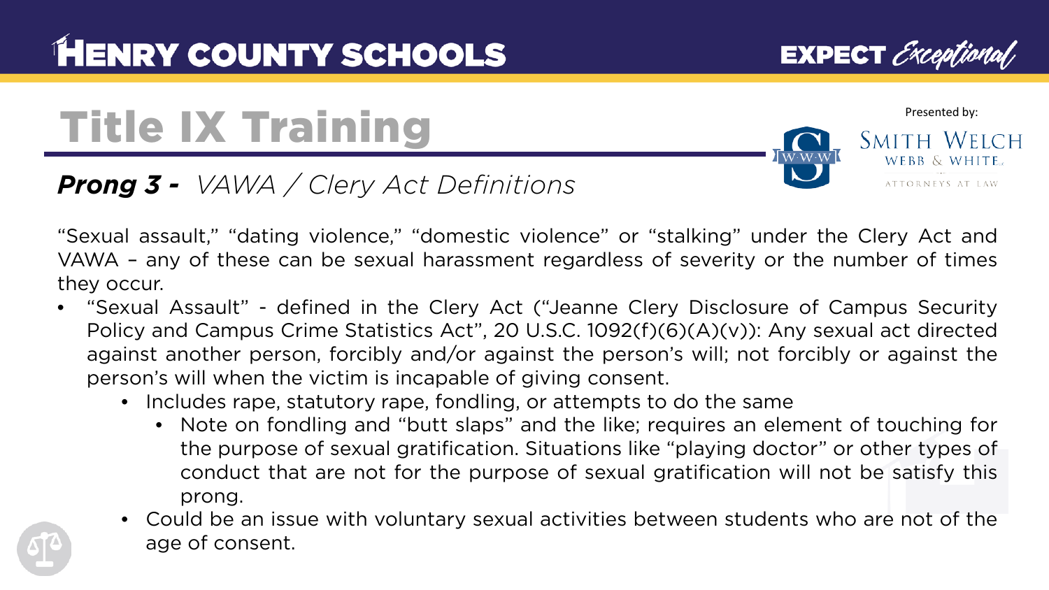# Title IX Training

## ***Prong 3 -*** *VAWA / Clery Act Definitions*

"Sexual assault," "dating violence," "domestic violence" or "stalking" under the Clery Act and VAWA – any of these can be sexual harassment regardless of severity or the number of times they occur.

- "Sexual Assault" - defined in the Clery Act ("Jeanne Clery Disclosure of Campus Security Policy and Campus Crime Statistics Act", 20 U.S.C. 1092(f)(6)(A)(v)): Any sexual act directed against another person, forcibly and/or against the person's will; not forcibly or against the person's will when the victim is incapable of giving consent.
  - Includes rape, statutory rape, fondling, or attempts to do the same
    - Note on fondling and "butt slaps" and the like; requires an element of touching for the purpose of sexual gratification. Situations like "playing doctor" or other types of conduct that are not for the purpose of sexual gratification will not be satisfy this prong.
  - Could be an issue with voluntary sexual activities between students who are not of the age of consent.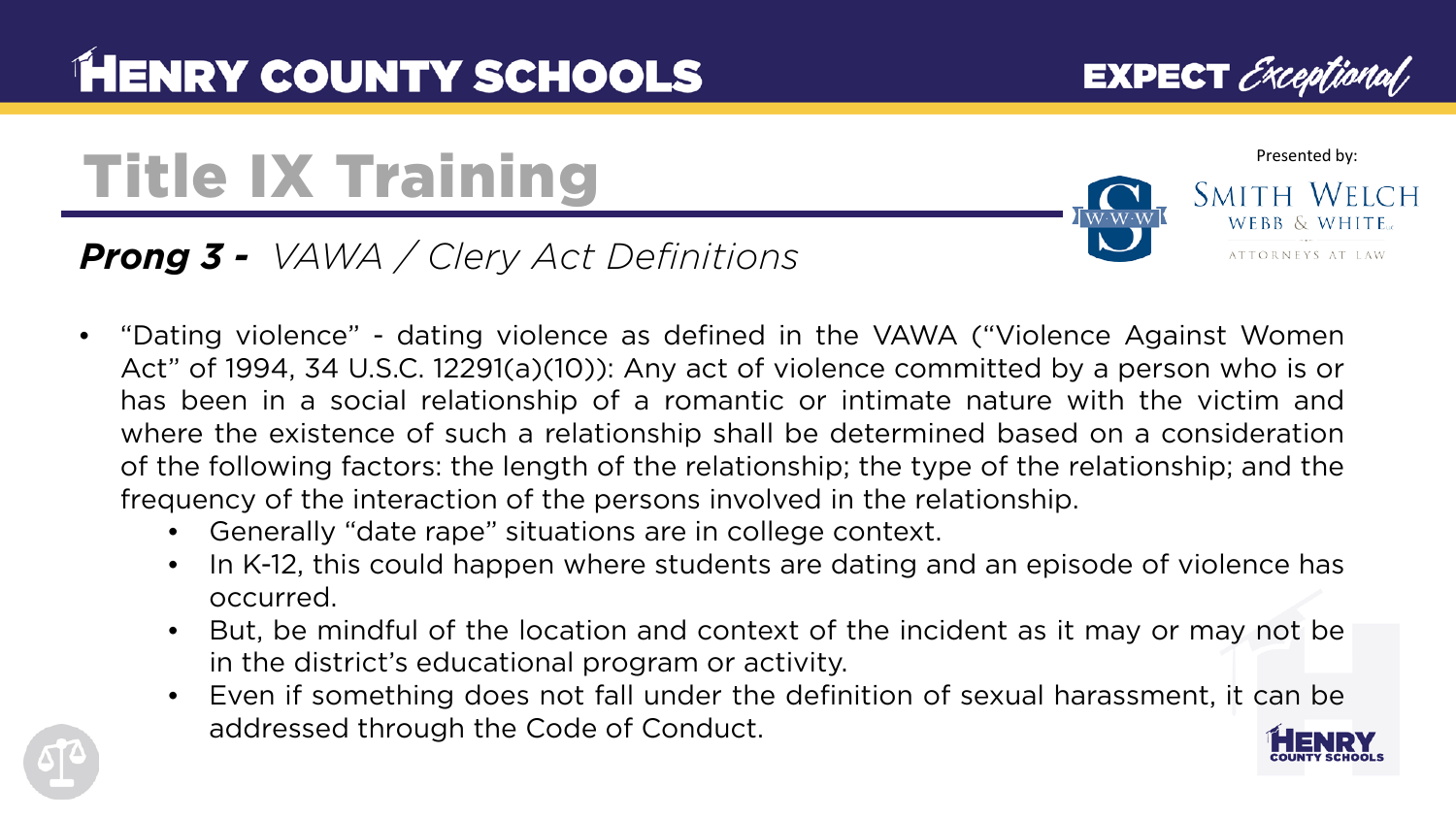# Title IX Training

## *Prong 3 - VAWA / Clery Act Definitions*

Presented by: Smith Welch Webb & White Attorneys at Law

- "Dating violence" - dating violence as defined in the VAWA ("Violence Against Women Act" of 1994, 34 U.S.C. 12291(a)(10)): Any act of violence committed by a person who is or has been in a social relationship of a romantic or intimate nature with the victim and where the existence of such a relationship shall be determined based on a consideration of the following factors: the length of the relationship; the type of the relationship; and the frequency of the interaction of the persons involved in the relationship.
  - Generally "date rape" situations are in college context.
  - In K-12, this could happen where students are dating and an episode of violence has occurred.
  - But, be mindful of the location and context of the incident as it may or may not be in the district's educational program or activity.
  - Even if something does not fall under the definition of sexual harassment, it can be addressed through the Code of Conduct.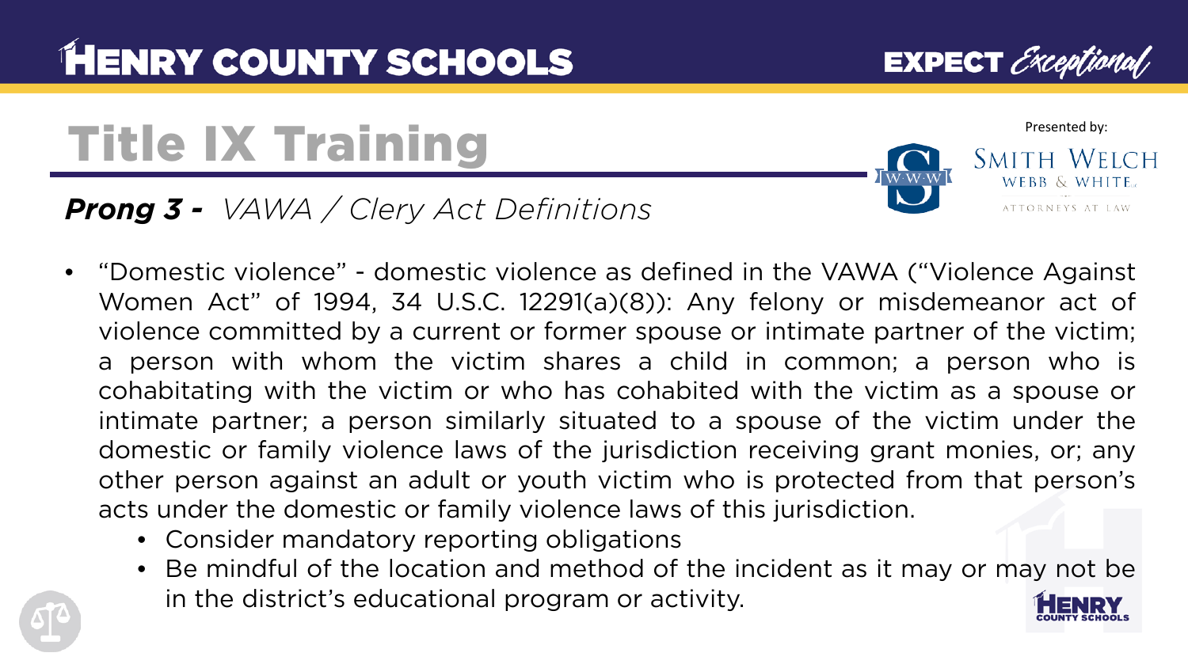# Title IX Training

Presented by: Smith Welch Webb & White, Attorneys at Law

## *Prong 3 - VAWA / Clery Act Definitions*

- "Domestic violence" - domestic violence as defined in the VAWA ("Violence Against Women Act" of 1994, 34 U.S.C. 12291(a)(8)): Any felony or misdemeanor act of violence committed by a current or former spouse or intimate partner of the victim; a person with whom the victim shares a child in common; a person who is cohabitating with the victim or who has cohabited with the victim as a spouse or intimate partner; a person similarly situated to a spouse of the victim under the domestic or family violence laws of the jurisdiction receiving grant monies, or; any other person against an adult or youth victim who is protected from that person's acts under the domestic or family violence laws of this jurisdiction.
  - Consider mandatory reporting obligations
  - Be mindful of the location and method of the incident as it may or may not be in the district's educational program or activity.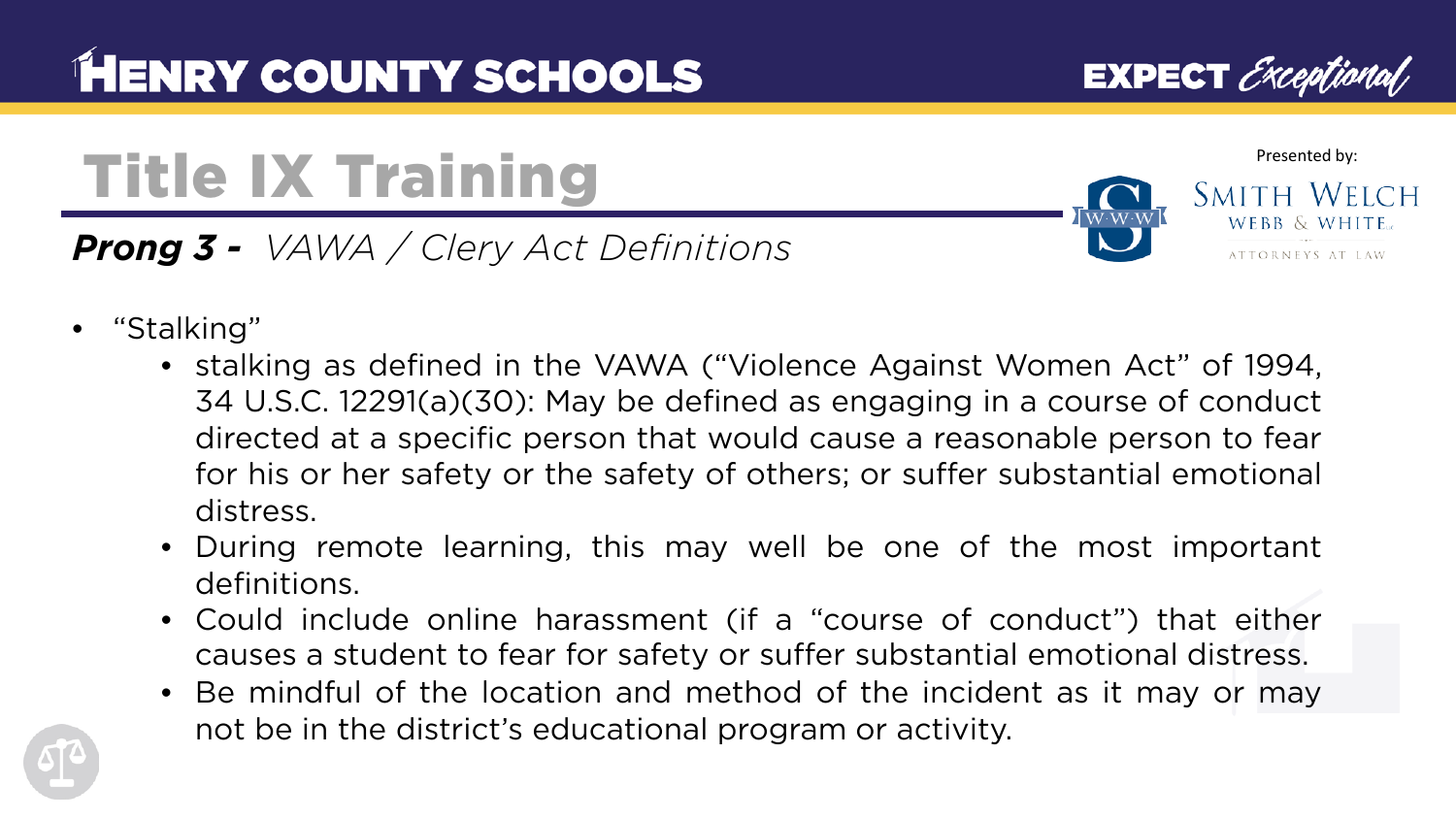# Title IX Training

***Prong 3 -*** *VAWA / Clery Act Definitions*

- "Stalking"
  - stalking as defined in the VAWA ("Violence Against Women Act" of 1994, 34 U.S.C. 12291(a)(30): May be defined as engaging in a course of conduct directed at a specific person that would cause a reasonable person to fear for his or her safety or the safety of others; or suffer substantial emotional distress.
  - During remote learning, this may well be one of the most important definitions.
  - Could include online harassment (if a "course of conduct") that either causes a student to fear for safety or suffer substantial emotional distress.
  - Be mindful of the location and method of the incident as it may or may not be in the district's educational program or activity.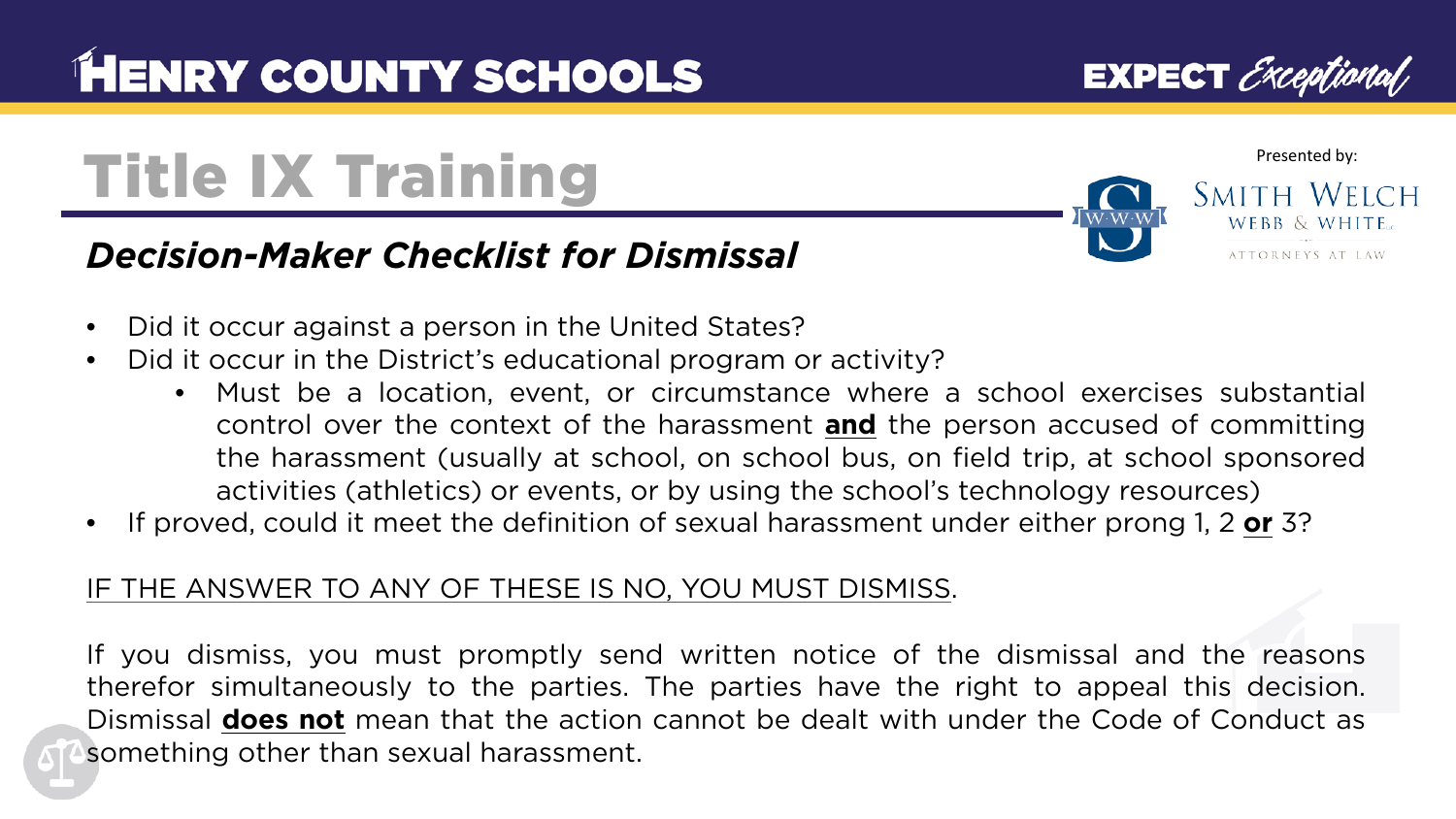# Title IX Training

## *Decision-Maker Checklist for Dismissal*

- Did it occur against a person in the United States?
- Did it occur in the District's educational program or activity?
  - Must be a location, event, or circumstance where a school exercises substantial control over the context of the harassment **and** the person accused of committing the harassment (usually at school, on school bus, on field trip, at school sponsored activities (athletics) or events, or by using the school's technology resources)
- If proved, could it meet the definition of sexual harassment under either prong 1, 2 **or** 3?

IF THE ANSWER TO ANY OF THESE IS NO, YOU MUST DISMISS.

If you dismiss, you must promptly send written notice of the dismissal and the reasons therefor simultaneously to the parties. The parties have the right to appeal this decision. Dismissal **does not** mean that the action cannot be dealt with under the Code of Conduct as something other than sexual harassment.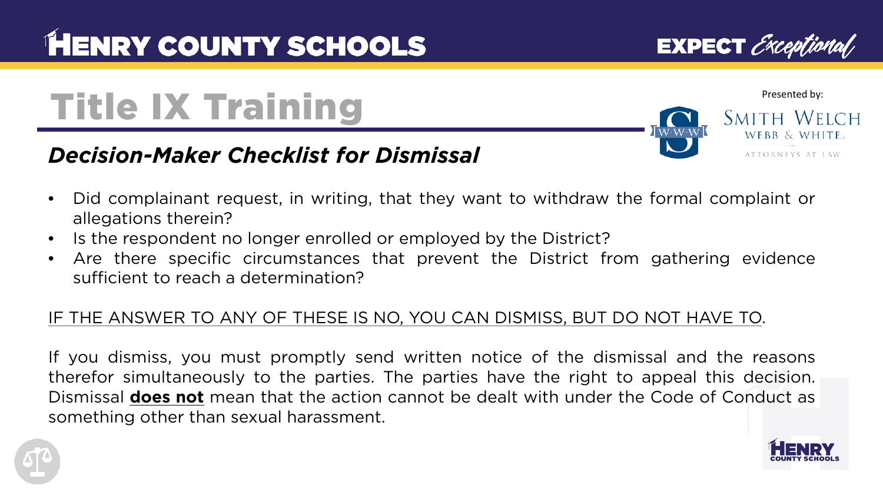# Title IX Training

## *Decision-Maker Checklist for Dismissal*

Presented by: Smith Welch Webb & White, Attorneys at Law

- Did complainant request, in writing, that they want to withdraw the formal complaint or allegations therein?
- Is the respondent no longer enrolled or employed by the District?
- Are there specific circumstances that prevent the District from gathering evidence sufficient to reach a determination?

<u>IF THE ANSWER TO ANY OF THESE IS NO, YOU CAN DISMISS, BUT DO NOT HAVE TO</u>.

If you dismiss, you must promptly send written notice of the dismissal and the reasons therefor simultaneously to the parties. The parties have the right to appeal this decision. Dismissal <u>**does not**</u> mean that the action cannot be dealt with under the Code of Conduct as something other than sexual harassment.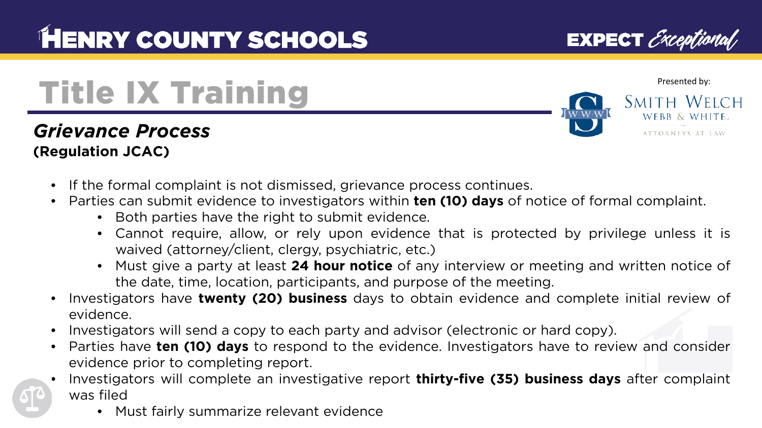# Title IX Training

## *Grievance Process*

**(Regulation JCAC)**

Presented by: Smith Welch Webb & White, Attorneys at Law

- If the formal complaint is not dismissed, grievance process continues.
- Parties can submit evidence to investigators within **ten (10) days** of notice of formal complaint.
    - Both parties have the right to submit evidence.
    - Cannot require, allow, or rely upon evidence that is protected by privilege unless it is waived (attorney/client, clergy, psychiatric, etc.)
    - Must give a party at least **24 hour notice** of any interview or meeting and written notice of the date, time, location, participants, and purpose of the meeting.
- Investigators have **twenty (20) business** days to obtain evidence and complete initial review of evidence.
- Investigators will send a copy to each party and advisor (electronic or hard copy).
- Parties have **ten (10) days** to respond to the evidence. Investigators have to review and consider evidence prior to completing report.
- Investigators will complete an investigative report **thirty-five (35) business days** after complaint was filed
    - Must fairly summarize relevant evidence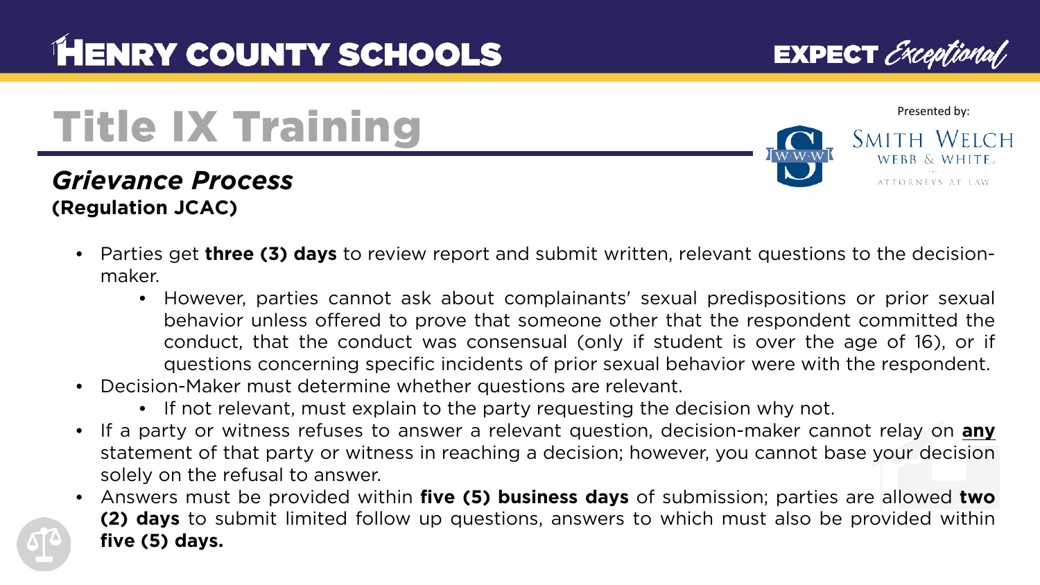# Title IX Training

Presented by: Smith Welch Webb & White, Attorneys at Law

## *Grievance Process*

**(Regulation JCAC)**

- Parties get **three (3) days** to review report and submit written, relevant questions to the decision-maker.
  - However, parties cannot ask about complainants' sexual predispositions or prior sexual behavior unless offered to prove that someone other that the respondent committed the conduct, that the conduct was consensual (only if student is over the age of 16), or if questions concerning specific incidents of prior sexual behavior were with the respondent.
- Decision-Maker must determine whether questions are relevant.
  - If not relevant, must explain to the party requesting the decision why not.
- If a party or witness refuses to answer a relevant question, decision-maker cannot relay on **<u>any</u>** statement of that party or witness in reaching a decision; however, you cannot base your decision solely on the refusal to answer.
- Answers must be provided within **five (5) business days** of submission; parties are allowed **two (2) days** to submit limited follow up questions, answers to which must also be provided within **five (5) days.**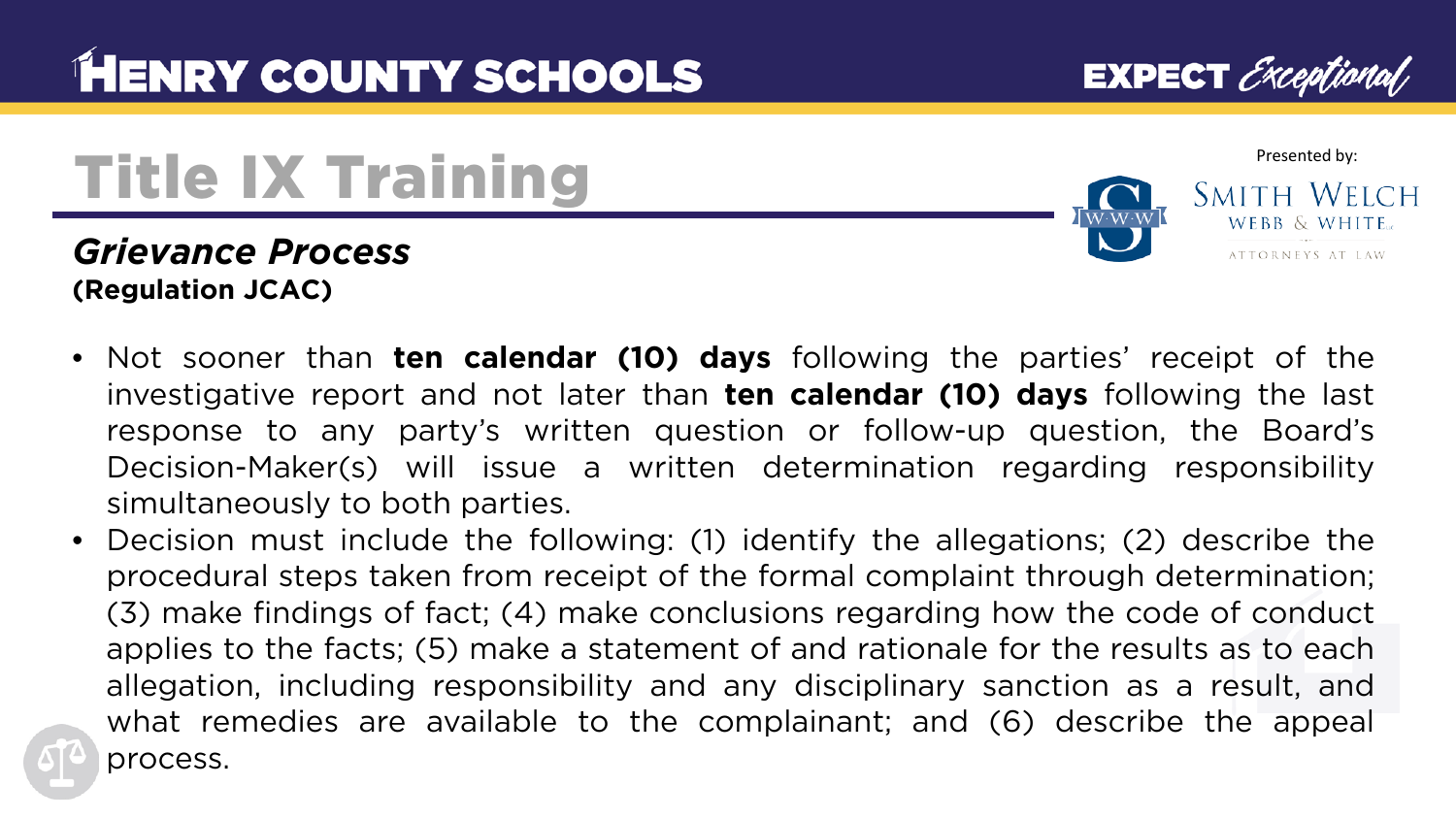# Title IX Training

## *Grievance Process*

**(Regulation JCAC)**

- Not sooner than **ten calendar (10) days** following the parties' receipt of the investigative report and not later than **ten calendar (10) days** following the last response to any party's written question or follow-up question, the Board's Decision-Maker(s) will issue a written determination regarding responsibility simultaneously to both parties.
- Decision must include the following: (1) identify the allegations; (2) describe the procedural steps taken from receipt of the formal complaint through determination; (3) make findings of fact; (4) make conclusions regarding how the code of conduct applies to the facts; (5) make a statement of and rationale for the results as to each allegation, including responsibility and any disciplinary sanction as a result, and what remedies are available to the complainant; and (6) describe the appeal process.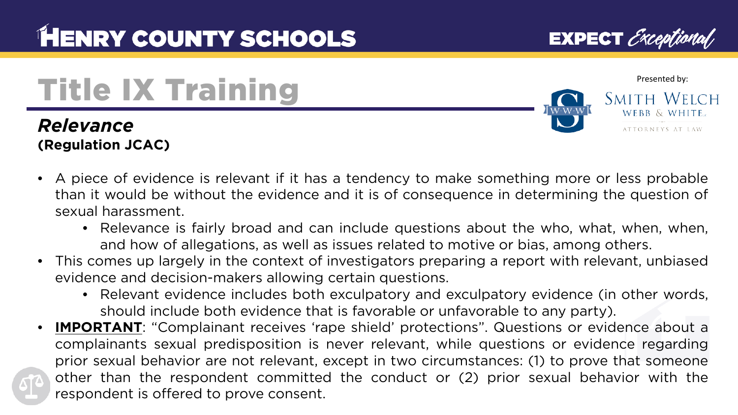# Title IX Training

## *Relevance*

**(Regulation JCAC)**

Presented by: Smith Welch Webb & White, Attorneys at Law

- A piece of evidence is relevant if it has a tendency to make something more or less probable than it would be without the evidence and it is of consequence in determining the question of sexual harassment.
  - Relevance is fairly broad and can include questions about the who, what, when, when, and how of allegations, as well as issues related to motive or bias, among others.
- This comes up largely in the context of investigators preparing a report with relevant, unbiased evidence and decision-makers allowing certain questions.
  - Relevant evidence includes both exculpatory and exculpatory evidence (in other words, should include both evidence that is favorable or unfavorable to any party).
- **IMPORTANT**: "Complainant receives 'rape shield' protections". Questions or evidence about a complainants sexual predisposition is never relevant, while questions or evidence regarding prior sexual behavior are not relevant, except in two circumstances: (1) to prove that someone other than the respondent committed the conduct or (2) prior sexual behavior with the respondent is offered to prove consent.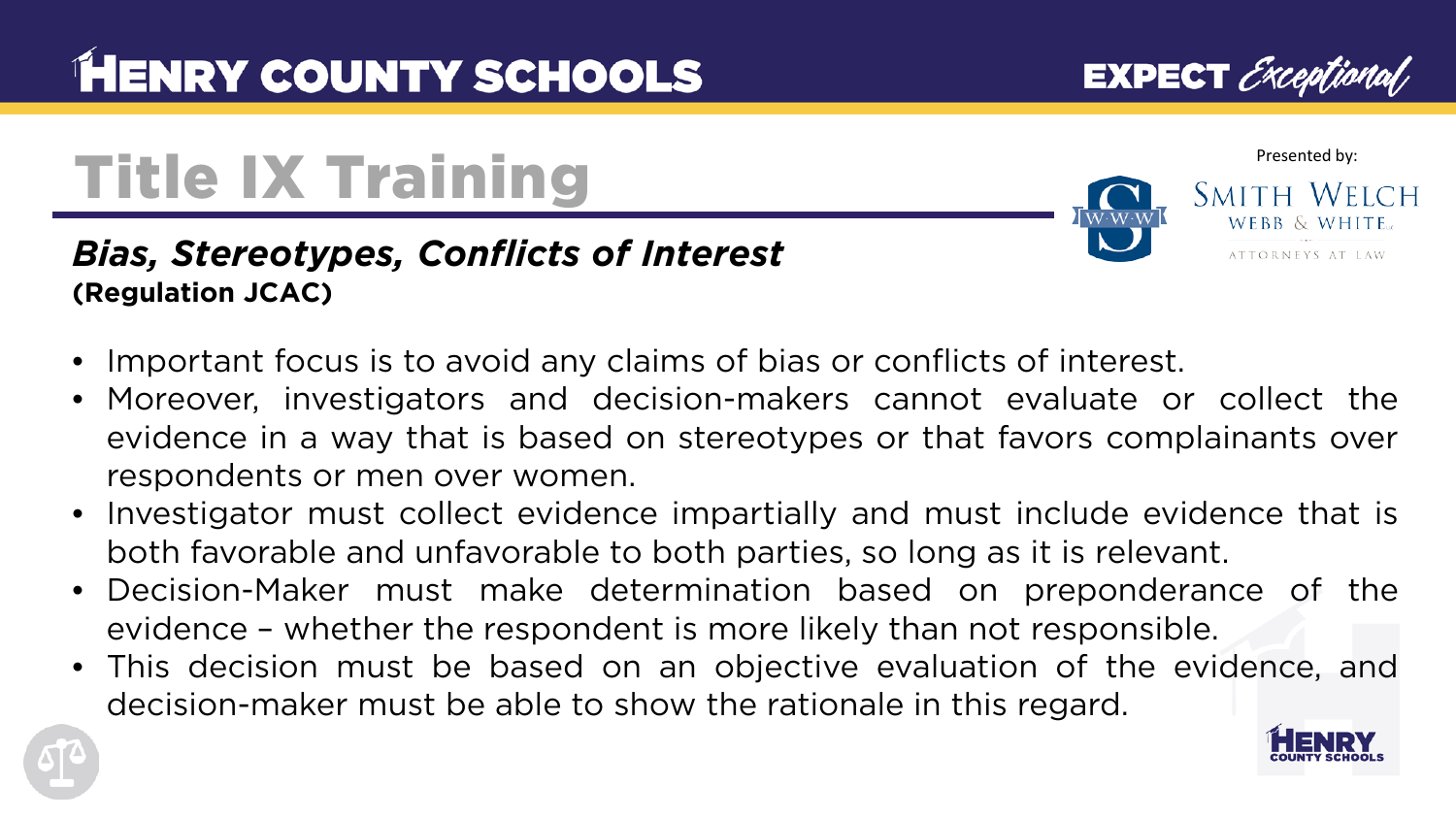# Title IX Training

### *Bias, Stereotypes, Conflicts of Interest*
**(Regulation JCAC)**

- Important focus is to avoid any claims of bias or conflicts of interest.
- Moreover, investigators and decision-makers cannot evaluate or collect the evidence in a way that is based on stereotypes or that favors complainants over respondents or men over women.
- Investigator must collect evidence impartially and must include evidence that is both favorable and unfavorable to both parties, so long as it is relevant.
- Decision-Maker must make determination based on preponderance of the evidence – whether the respondent is more likely than not responsible.
- This decision must be based on an objective evaluation of the evidence, and decision-maker must be able to show the rationale in this regard.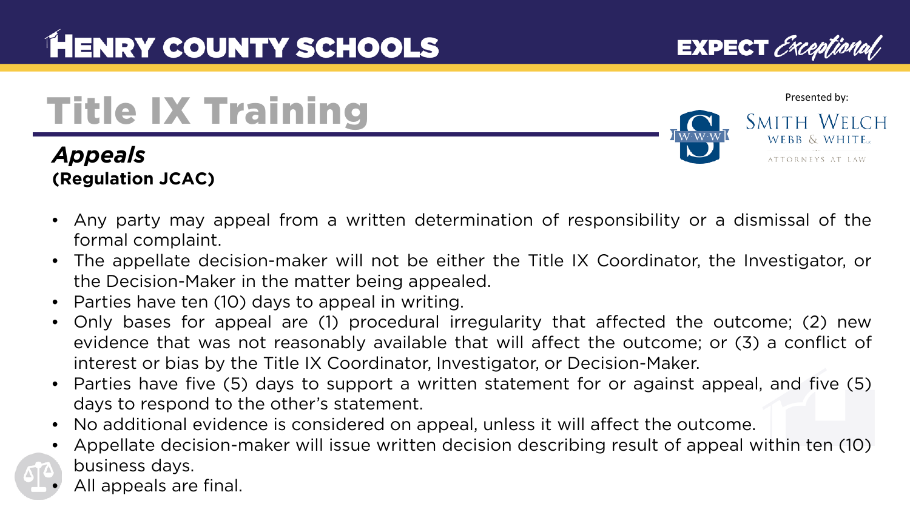# Title IX Training

## *Appeals*

**(Regulation JCAC)**

- Any party may appeal from a written determination of responsibility or a dismissal of the formal complaint.
- The appellate decision-maker will not be either the Title IX Coordinator, the Investigator, or the Decision-Maker in the matter being appealed.
- Parties have ten (10) days to appeal in writing.
- Only bases for appeal are (1) procedural irregularity that affected the outcome; (2) new evidence that was not reasonably available that will affect the outcome; or (3) a conflict of interest or bias by the Title IX Coordinator, Investigator, or Decision-Maker.
- Parties have five (5) days to support a written statement for or against appeal, and five (5) days to respond to the other's statement.
- No additional evidence is considered on appeal, unless it will affect the outcome.
- Appellate decision-maker will issue written decision describing result of appeal within ten (10) business days.
- All appeals are final.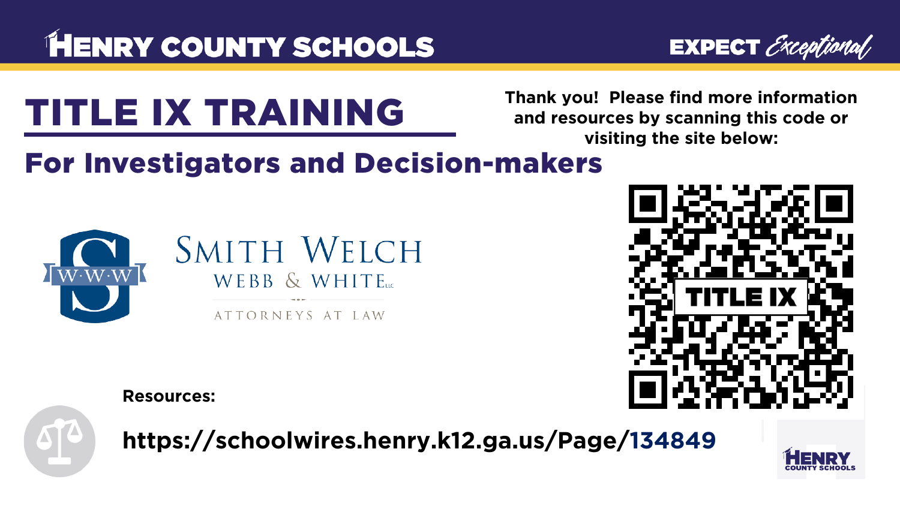HENRY COUNTY SCHOOLS

EXPECT *Exceptional*

# TITLE IX TRAINING

## For Investigators and Decision-makers

**Thank you! Please find more information and resources by scanning this code or visiting the site below:**

SMITH WELCH WEBB & WHITE LLC

ATTORNEYS AT LAW

**Resources:**

**https://schoolwires.henry.k12.ga.us/Page/134849**